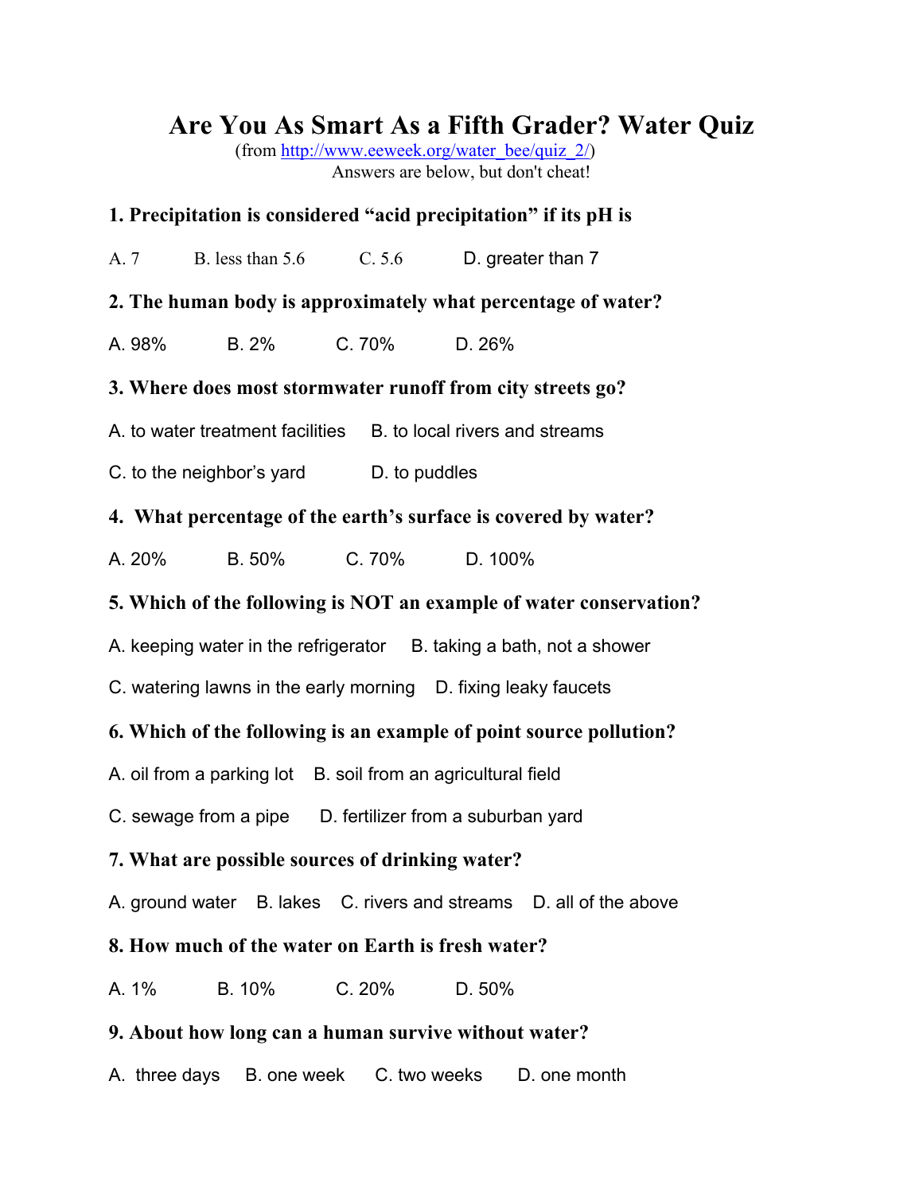# Are You As Smart As a Fifth Grader? Water Quiz

(from http://www.eeweek.org/water_bee/quiz_2/)

Answers are below, but don't cheat!

**1. Precipitation is considered "acid precipitation" if its pH is**

A. 7   B. less than 5.6   C. 5.6   D. greater than 7

**2. The human body is approximately what percentage of water?**

A. 98%   B. 2%   C. 70%   D. 26%

**3. Where does most stormwater runoff from city streets go?**

A. to water treatment facilities   B. to local rivers and streams

C. to the neighbor's yard   D. to puddles

**4. What percentage of the earth's surface is covered by water?**

A. 20%   B. 50%   C. 70%   D. 100%

**5. Which of the following is NOT an example of water conservation?**

A. keeping water in the refrigerator   B. taking a bath, not a shower

C. watering lawns in the early morning   D. fixing leaky faucets

**6. Which of the following is an example of point source pollution?**

A. oil from a parking lot   B. soil from an agricultural field

C. sewage from a pipe   D. fertilizer from a suburban yard

**7. What are possible sources of drinking water?**

A. ground water   B. lakes   C. rivers and streams   D. all of the above

**8. How much of the water on Earth is fresh water?**

A. 1%   B. 10%   C. 20%   D. 50%

**9. About how long can a human survive without water?**

A. three days   B. one week   C. two weeks   D. one month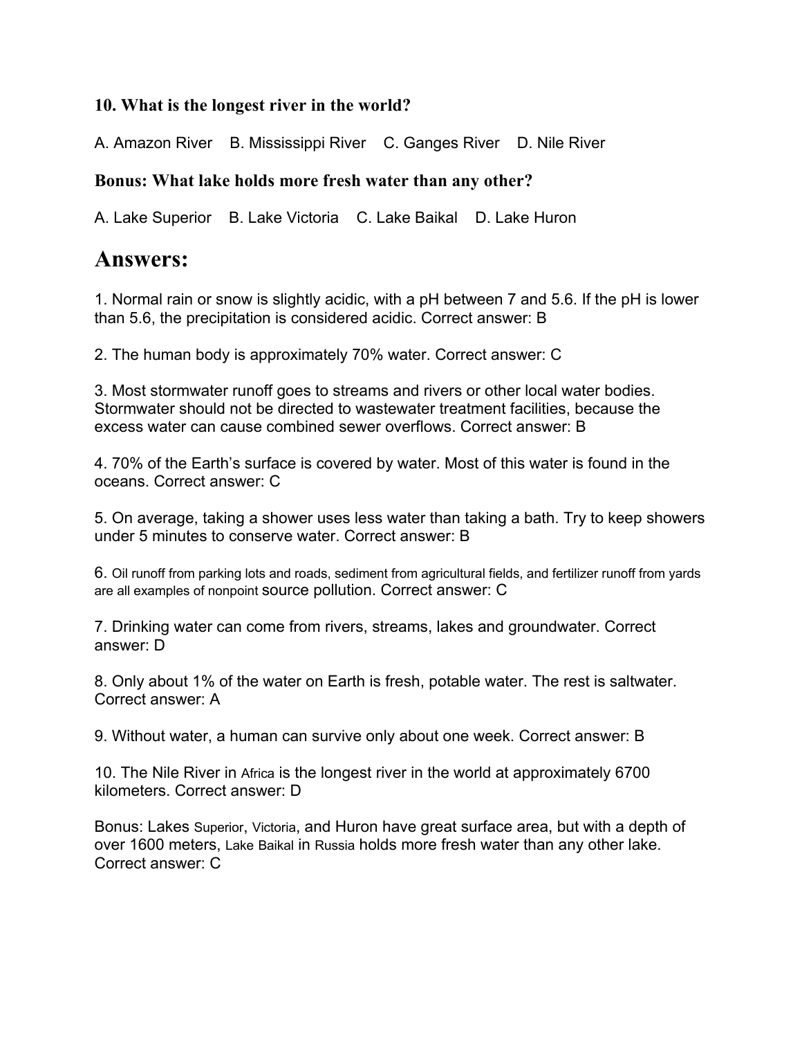**10. What is the longest river in the world?**

A. Amazon River  B. Mississippi River  C. Ganges River  D. Nile River

**Bonus: What lake holds more fresh water than any other?**

A. Lake Superior  B. Lake Victoria  C. Lake Baikal  D. Lake Huron

# Answers:

1. Normal rain or snow is slightly acidic, with a pH between 7 and 5.6. If the pH is lower than 5.6, the precipitation is considered acidic. Correct answer: B

2. The human body is approximately 70% water. Correct answer: C

3. Most stormwater runoff goes to streams and rivers or other local water bodies. Stormwater should not be directed to wastewater treatment facilities, because the excess water can cause combined sewer overflows. Correct answer: B

4. 70% of the Earth's surface is covered by water. Most of this water is found in the oceans. Correct answer: C

5. On average, taking a shower uses less water than taking a bath. Try to keep showers under 5 minutes to conserve water. Correct answer: B

6. Oil runoff from parking lots and roads, sediment from agricultural fields, and fertilizer runoff from yards are all examples of nonpoint source pollution. Correct answer: C

7. Drinking water can come from rivers, streams, lakes and groundwater. Correct answer: D

8. Only about 1% of the water on Earth is fresh, potable water. The rest is saltwater. Correct answer: A

9. Without water, a human can survive only about one week. Correct answer: B

10. The Nile River in Africa is the longest river in the world at approximately 6700 kilometers. Correct answer: D

Bonus: Lakes Superior, Victoria, and Huron have great surface area, but with a depth of over 1600 meters, Lake Baikal in Russia holds more fresh water than any other lake. Correct answer: C